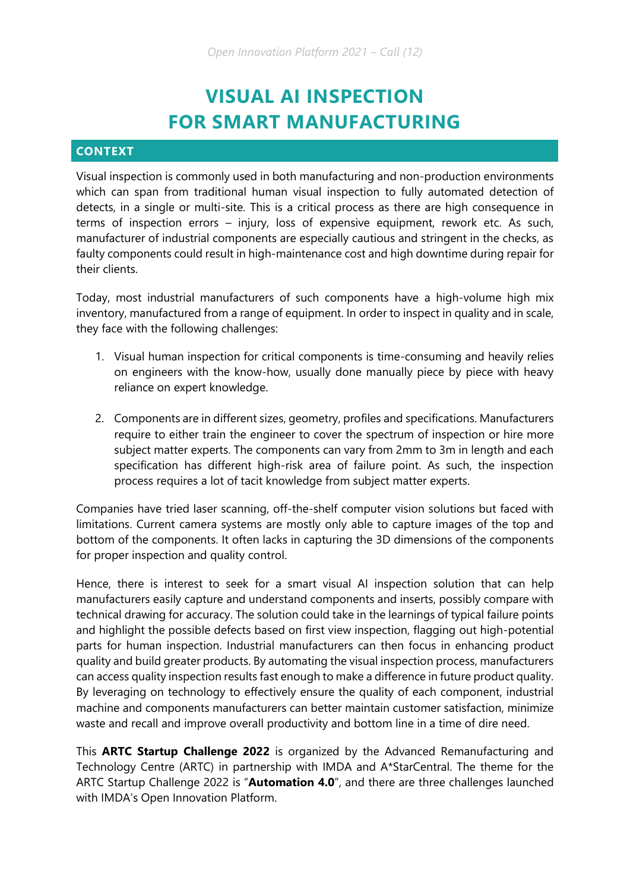# VISUAL AI INSPECTION FOR SMART MANUFACTURING

## CONTEXT

Visual inspection is commonly used in both manufacturing and non-production environments which can span from traditional human visual inspection to fully automated detection of detects, in a single or multi-site. This is a critical process as there are high consequence in terms of inspection errors – injury, loss of expensive equipment, rework etc. As such, manufacturer of industrial components are especially cautious and stringent in the checks, as faulty components could result in high-maintenance cost and high downtime during repair for their clients.

Today, most industrial manufacturers of such components have a high-volume high mix inventory, manufactured from a range of equipment. In order to inspect in quality and in scale, they face with the following challenges:

1. Visual human inspection for critical components is time-consuming and heavily relies on engineers with the know-how, usually done manually piece by piece with heavy reliance on expert knowledge.

2. Components are in different sizes, geometry, profiles and specifications. Manufacturers require to either train the engineer to cover the spectrum of inspection or hire more subject matter experts. The components can vary from 2mm to 3m in length and each specification has different high-risk area of failure point. As such, the inspection process requires a lot of tacit knowledge from subject matter experts.

Companies have tried laser scanning, off-the-shelf computer vision solutions but faced with limitations. Current camera systems are mostly only able to capture images of the top and bottom of the components. It often lacks in capturing the 3D dimensions of the components for proper inspection and quality control.

Hence, there is interest to seek for a smart visual AI inspection solution that can help manufacturers easily capture and understand components and inserts, possibly compare with technical drawing for accuracy. The solution could take in the learnings of typical failure points and highlight the possible defects based on first view inspection, flagging out high-potential parts for human inspection. Industrial manufacturers can then focus in enhancing product quality and build greater products. By automating the visual inspection process, manufacturers can access quality inspection results fast enough to make a difference in future product quality. By leveraging on technology to effectively ensure the quality of each component, industrial machine and components manufacturers can better maintain customer satisfaction, minimize waste and recall and improve overall productivity and bottom line in a time of dire need.

This **ARTC Startup Challenge 2022** is organized by the Advanced Remanufacturing and Technology Centre (ARTC) in partnership with IMDA and A*StarCentral. The theme for the ARTC Startup Challenge 2022 is "**Automation 4.0**", and there are three challenges launched with IMDA's Open Innovation Platform.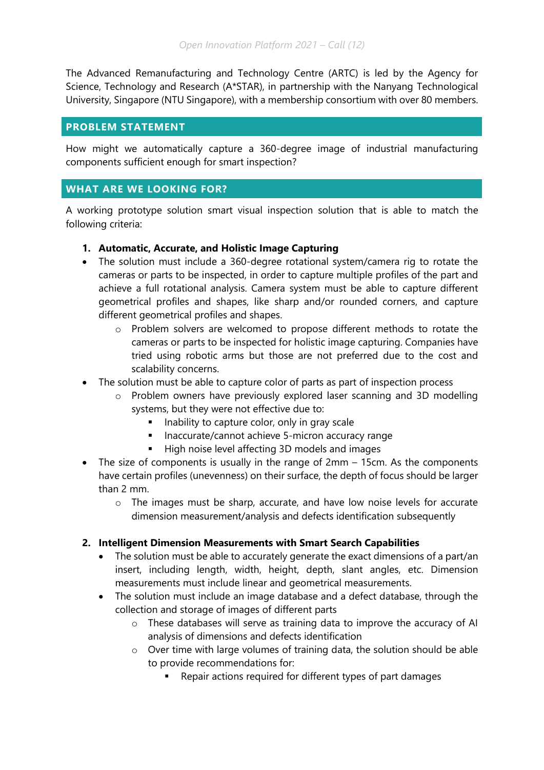The Advanced Remanufacturing and Technology Centre (ARTC) is led by the Agency for Science, Technology and Research (A*STAR), in partnership with the Nanyang Technological University, Singapore (NTU Singapore), with a membership consortium with over 80 members.

## PROBLEM STATEMENT

How might we automatically capture a 360-degree image of industrial manufacturing components sufficient enough for smart inspection?

## WHAT ARE WE LOOKING FOR?

A working prototype solution smart visual inspection solution that is able to match the following criteria:

1. **Automatic, Accurate, and Holistic Image Capturing**

- The solution must include a 360-degree rotational system/camera rig to rotate the cameras or parts to be inspected, in order to capture multiple profiles of the part and achieve a full rotational analysis. Camera system must be able to capture different geometrical profiles and shapes, like sharp and/or rounded corners, and capture different geometrical profiles and shapes.
    - Problem solvers are welcomed to propose different methods to rotate the cameras or parts to be inspected for holistic image capturing. Companies have tried using robotic arms but those are not preferred due to the cost and scalability concerns.
- The solution must be able to capture color of parts as part of inspection process
    - Problem owners have previously explored laser scanning and 3D modelling systems, but they were not effective due to:
        - Inability to capture color, only in gray scale
        - Inaccurate/cannot achieve 5-micron accuracy range
        - High noise level affecting 3D models and images
- The size of components is usually in the range of 2mm – 15cm. As the components have certain profiles (unevenness) on their surface, the depth of focus should be larger than 2 mm.
    - The images must be sharp, accurate, and have low noise levels for accurate dimension measurement/analysis and defects identification subsequently

2. **Intelligent Dimension Measurements with Smart Search Capabilities**

- The solution must be able to accurately generate the exact dimensions of a part/an insert, including length, width, height, depth, slant angles, etc. Dimension measurements must include linear and geometrical measurements.
- The solution must include an image database and a defect database, through the collection and storage of images of different parts
    - These databases will serve as training data to improve the accuracy of AI analysis of dimensions and defects identification
    - Over time with large volumes of training data, the solution should be able to provide recommendations for:
        - Repair actions required for different types of part damages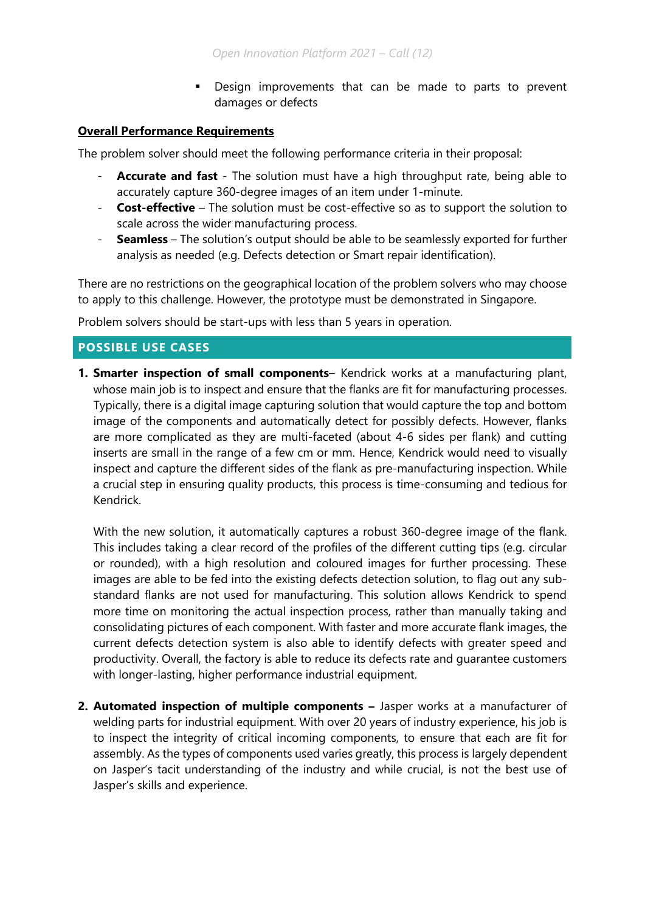- Design improvements that can be made to parts to prevent damages or defects

**Overall Performance Requirements**

The problem solver should meet the following performance criteria in their proposal:

- **Accurate and fast** - The solution must have a high throughput rate, being able to accurately capture 360-degree images of an item under 1-minute.
- **Cost-effective** – The solution must be cost-effective so as to support the solution to scale across the wider manufacturing process.
- **Seamless** – The solution's output should be able to be seamlessly exported for further analysis as needed (e.g. Defects detection or Smart repair identification).

There are no restrictions on the geographical location of the problem solvers who may choose to apply to this challenge. However, the prototype must be demonstrated in Singapore.

Problem solvers should be start-ups with less than 5 years in operation.

## POSSIBLE USE CASES

1. **Smarter inspection of small components**– Kendrick works at a manufacturing plant, whose main job is to inspect and ensure that the flanks are fit for manufacturing processes. Typically, there is a digital image capturing solution that would capture the top and bottom image of the components and automatically detect for possibly defects. However, flanks are more complicated as they are multi-faceted (about 4-6 sides per flank) and cutting inserts are small in the range of a few cm or mm. Hence, Kendrick would need to visually inspect and capture the different sides of the flank as pre-manufacturing inspection. While a crucial step in ensuring quality products, this process is time-consuming and tedious for Kendrick.

   With the new solution, it automatically captures a robust 360-degree image of the flank. This includes taking a clear record of the profiles of the different cutting tips (e.g. circular or rounded), with a high resolution and coloured images for further processing. These images are able to be fed into the existing defects detection solution, to flag out any sub-standard flanks are not used for manufacturing. This solution allows Kendrick to spend more time on monitoring the actual inspection process, rather than manually taking and consolidating pictures of each component. With faster and more accurate flank images, the current defects detection system is also able to identify defects with greater speed and productivity. Overall, the factory is able to reduce its defects rate and guarantee customers with longer-lasting, higher performance industrial equipment.

2. **Automated inspection of multiple components –** Jasper works at a manufacturer of welding parts for industrial equipment. With over 20 years of industry experience, his job is to inspect the integrity of critical incoming components, to ensure that each are fit for assembly. As the types of components used varies greatly, this process is largely dependent on Jasper's tacit understanding of the industry and while crucial, is not the best use of Jasper's skills and experience.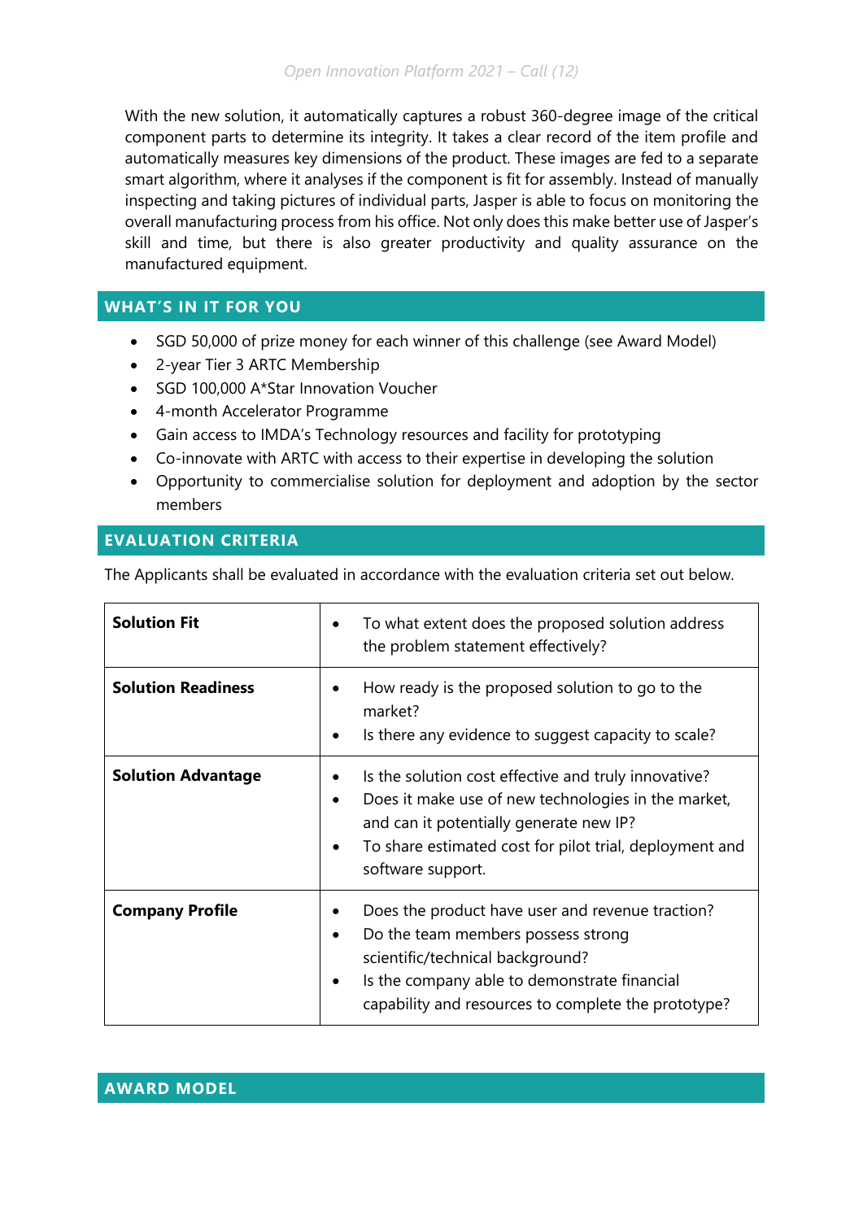With the new solution, it automatically captures a robust 360-degree image of the critical component parts to determine its integrity. It takes a clear record of the item profile and automatically measures key dimensions of the product. These images are fed to a separate smart algorithm, where it analyses if the component is fit for assembly. Instead of manually inspecting and taking pictures of individual parts, Jasper is able to focus on monitoring the overall manufacturing process from his office. Not only does this make better use of Jasper's skill and time, but there is also greater productivity and quality assurance on the manufactured equipment.

## WHAT'S IN IT FOR YOU

- SGD 50,000 of prize money for each winner of this challenge (see Award Model)
- 2-year Tier 3 ARTC Membership
- SGD 100,000 A*Star Innovation Voucher
- 4-month Accelerator Programme
- Gain access to IMDA's Technology resources and facility for prototyping
- Co-innovate with ARTC with access to their expertise in developing the solution
- Opportunity to commercialise solution for deployment and adoption by the sector members

## EVALUATION CRITERIA

The Applicants shall be evaluated in accordance with the evaluation criteria set out below.

| | |
|---|---|
| **Solution Fit** | • To what extent does the proposed solution address the problem statement effectively? |
| **Solution Readiness** | • How ready is the proposed solution to go to the market?<br>• Is there any evidence to suggest capacity to scale? |
| **Solution Advantage** | • Is the solution cost effective and truly innovative?<br>• Does it make use of new technologies in the market, and can it potentially generate new IP?<br>• To share estimated cost for pilot trial, deployment and software support. |
| **Company Profile** | • Does the product have user and revenue traction?<br>• Do the team members possess strong scientific/technical background?<br>• Is the company able to demonstrate financial capability and resources to complete the prototype? |

## AWARD MODEL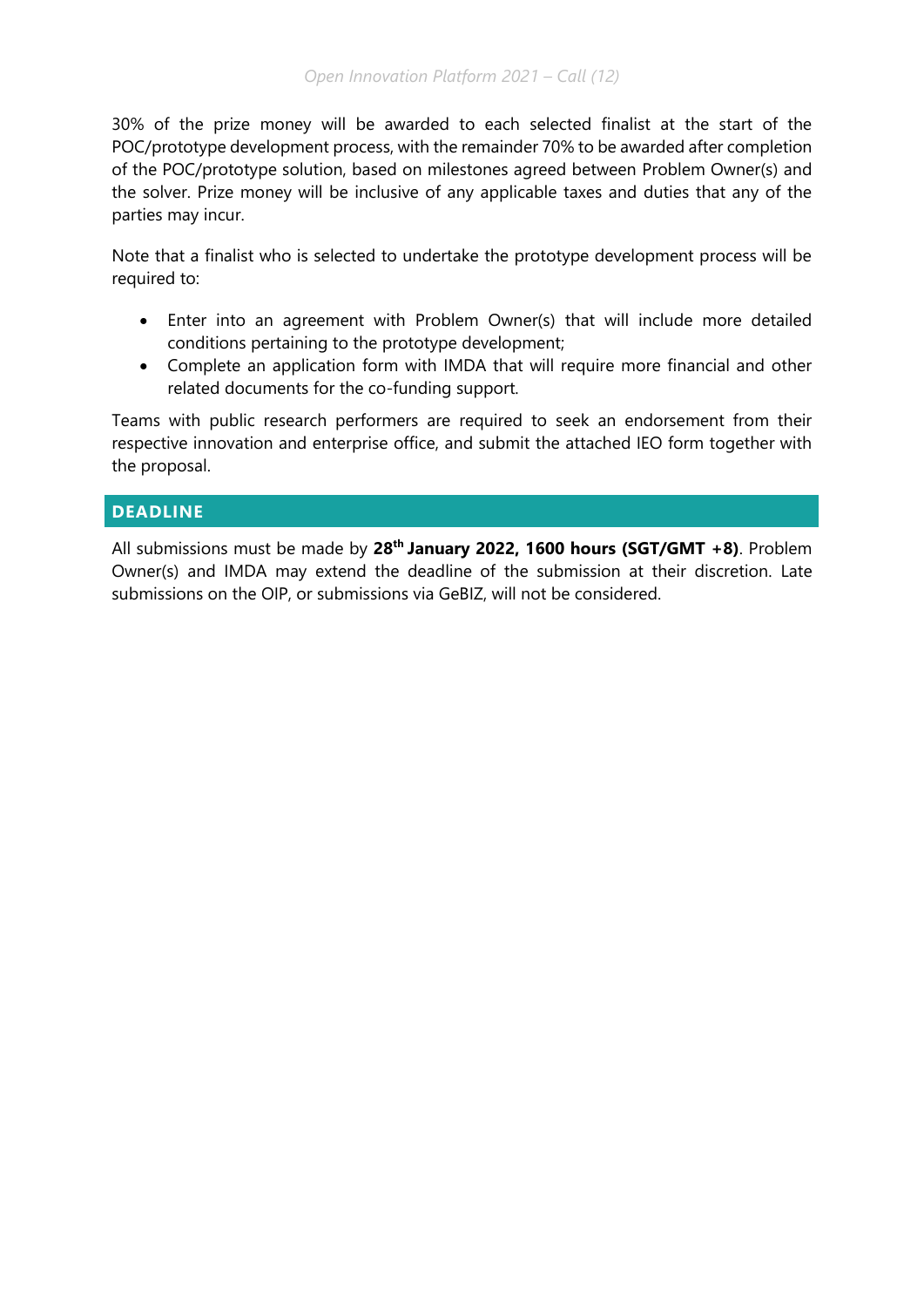30% of the prize money will be awarded to each selected finalist at the start of the POC/prototype development process, with the remainder 70% to be awarded after completion of the POC/prototype solution, based on milestones agreed between Problem Owner(s) and the solver. Prize money will be inclusive of any applicable taxes and duties that any of the parties may incur.

Note that a finalist who is selected to undertake the prototype development process will be required to:

- Enter into an agreement with Problem Owner(s) that will include more detailed conditions pertaining to the prototype development;
- Complete an application form with IMDA that will require more financial and other related documents for the co-funding support.

Teams with public research performers are required to seek an endorsement from their respective innovation and enterprise office, and submit the attached IEO form together with the proposal.

## DEADLINE

All submissions must be made by **28th January 2022, 1600 hours (SGT/GMT +8)**. Problem Owner(s) and IMDA may extend the deadline of the submission at their discretion. Late submissions on the OIP, or submissions via GeBIZ, will not be considered.